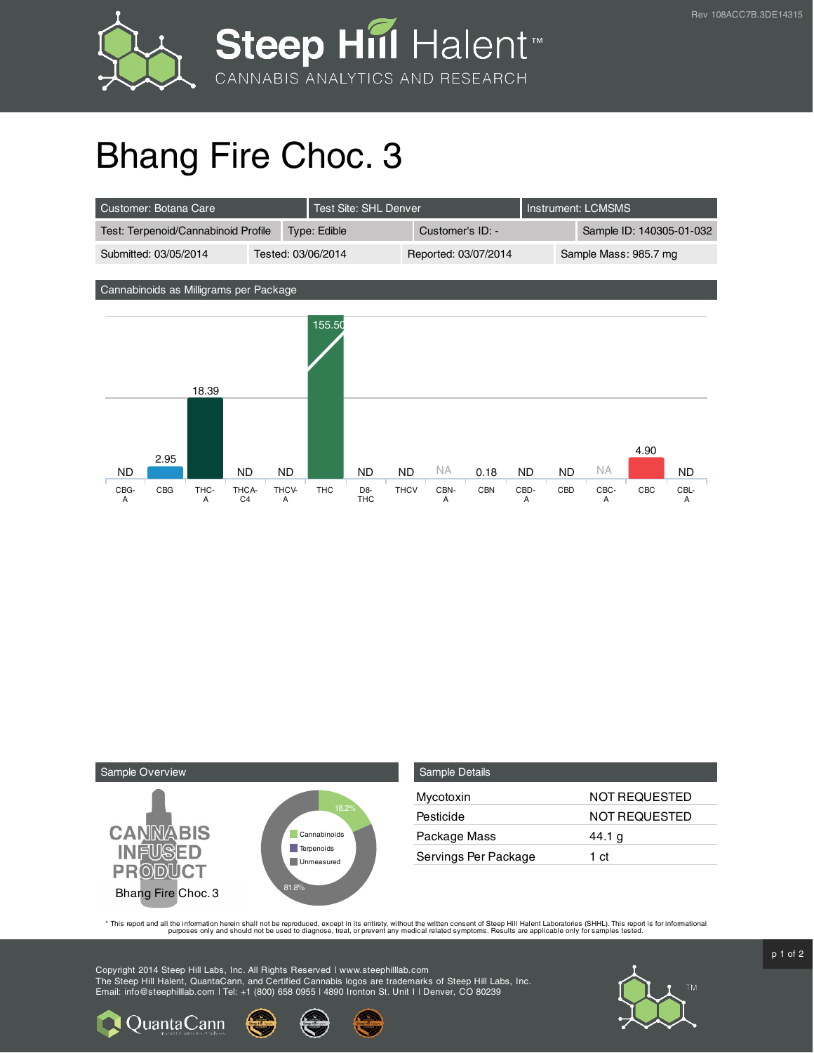Steep Hill Halent™
CANNABIS ANALYTICS AND RESEARCH

Rev 108ACC7B.3DE14315

# Bhang Fire Choc. 3

| Customer: Botana Care | Test Site: SHL Denver | Instrument: LCMSMS | |
|---|---|---|---|
| Test: Terpenoid/Cannabinoid Profile | Type: Edible | Customer's ID: - | Sample ID: 140305-01-032 |
| Submitted: 03/05/2014 | Tested: 03/06/2014 | Reported: 03/07/2014 | Sample Mass: 985.7 mg |

## Cannabinoids as Milligrams per Package

| CBG-A | CBG | THC-A | THCA-C4 | THCV-A | THC | D8-THC | THCV | CBN-A | CBN | CBD-A | CBD | CBC-A | CBC | CBL-A |
|---|---|---|---|---|---|---|---|---|---|---|---|---|---|---|
| ND | 2.95 | 18.39 | ND | ND | 155.50 | ND | ND | NA | 0.18 | ND | ND | NA | 4.90 | ND |

## Sample Overview

CANNABIS INFUSED PRODUCT
Bhang Fire Choc. 3

- Cannabinoids: 18.2%
- Terpenoids
- Unmeasured: 81.8%

## Sample Details

| | |
|---|---|
| Mycotoxin | NOT REQUESTED |
| Pesticide | NOT REQUESTED |
| Package Mass | 44.1 g |
| Servings Per Package | 1 ct |

* This report and all the information herein shall not be reproduced, except in its entirety, without the written consent of Steep Hill Halent Laboratories (SHHL). This report is for informational purposes only and should not be used to diagnose, treat, or prevent any medical related symptoms. Results are applicable only for samples tested.

Copyright 2014 Steep Hill Labs, Inc. All Rights Reserved | www.steephilllab.com
The Steep Hill Halent, QuantaCann, and Certified Cannabis logos are trademarks of Steep Hill Labs, Inc.
Email: info@steephilllab.com | Tel: +1 (800) 658 0955 | 4890 Ironton St. Unit I | Denver, CO 80239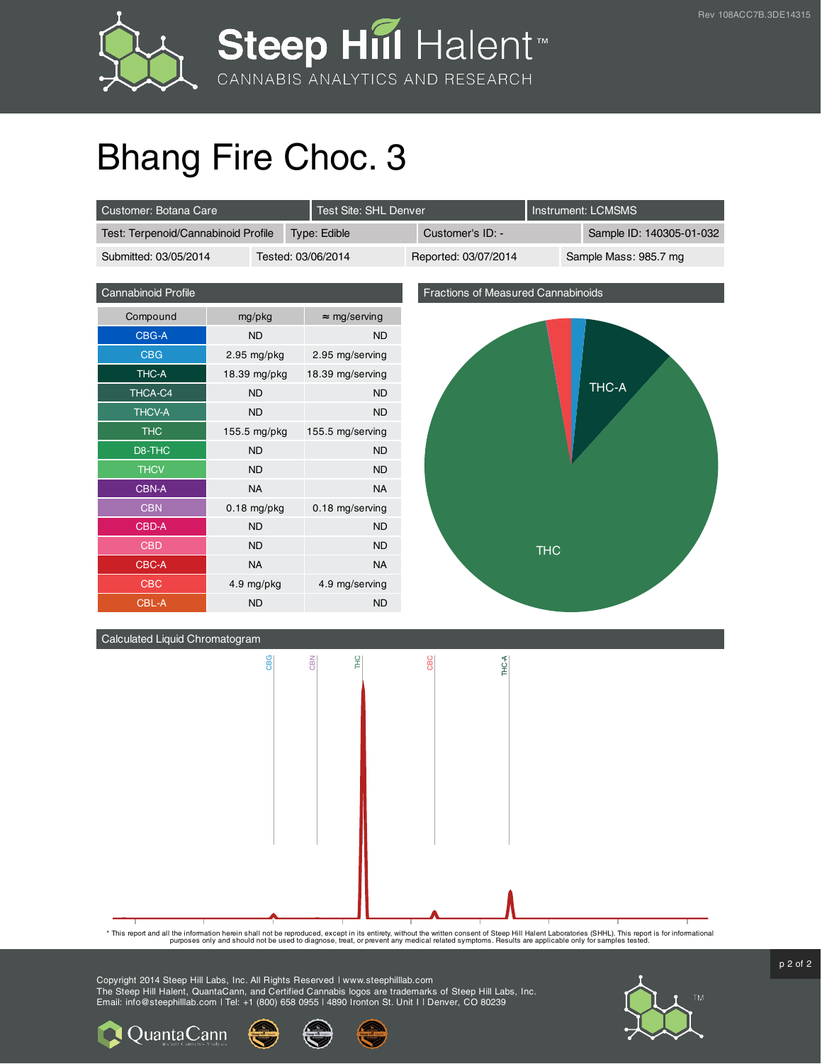Steep Hill Halent™

CANNABIS ANALYTICS AND RESEARCH

Rev 108ACC7B.3DE14315

# Bhang Fire Choc. 3

| | | |
|---|---|---|
| Customer: Botana Care | Test Site: SHL Denver | Instrument: LCMSMS |

| | | | |
|---|---|---|---|
| Test: Terpenoid/Cannabinoid Profile | Type: Edible | Customer's ID: - | Sample ID: 140305-01-032 |
| Submitted: 03/05/2014 | Tested: 03/06/2014 | Reported: 03/07/2014 | Sample Mass: 985.7 mg |

## Cannabinoid Profile

| Compound | mg/pkg | ≈ mg/serving |
|---|---|---|
| CBG-A | ND | ND |
| CBG | 2.95 mg/pkg | 2.95 mg/serving |
| THC-A | 18.39 mg/pkg | 18.39 mg/serving |
| THCA-C4 | ND | ND |
| THCV-A | ND | ND |
| THC | 155.5 mg/pkg | 155.5 mg/serving |
| D8-THC | ND | ND |
| THCV | ND | ND |
| CBN-A | NA | NA |
| CBN | 0.18 mg/pkg | 0.18 mg/serving |
| CBD-A | ND | ND |
| CBD | ND | ND |
| CBC-A | NA | NA |
| CBC | 4.9 mg/pkg | 4.9 mg/serving |
| CBL-A | ND | ND |

## Fractions of Measured Cannabinoids

THC-A

THC

## Calculated Liquid Chromatogram

CBG

CBN

THC

CBC

THC-A

* This report and all the information herein shall not be reproduced, except in its entirety, without the written consent of Steep Hill Halent Laboratories (SHHL). This report is for informational purposes only and should not be used to diagnose, treat, or prevent any medical related symptoms. Results are applicable only for samples tested.

Copyright 2014 Steep Hill Labs, Inc. All Rights Reserved | www.steephilllab.com
The Steep Hill Halent, QuantaCann, and Certified Cannabis logos are trademarks of Steep Hill Labs, Inc.
Email: info@steephilllab.com | Tel: +1 (800) 658 0955 | 4890 Ironton St. Unit I | Denver, CO 80239